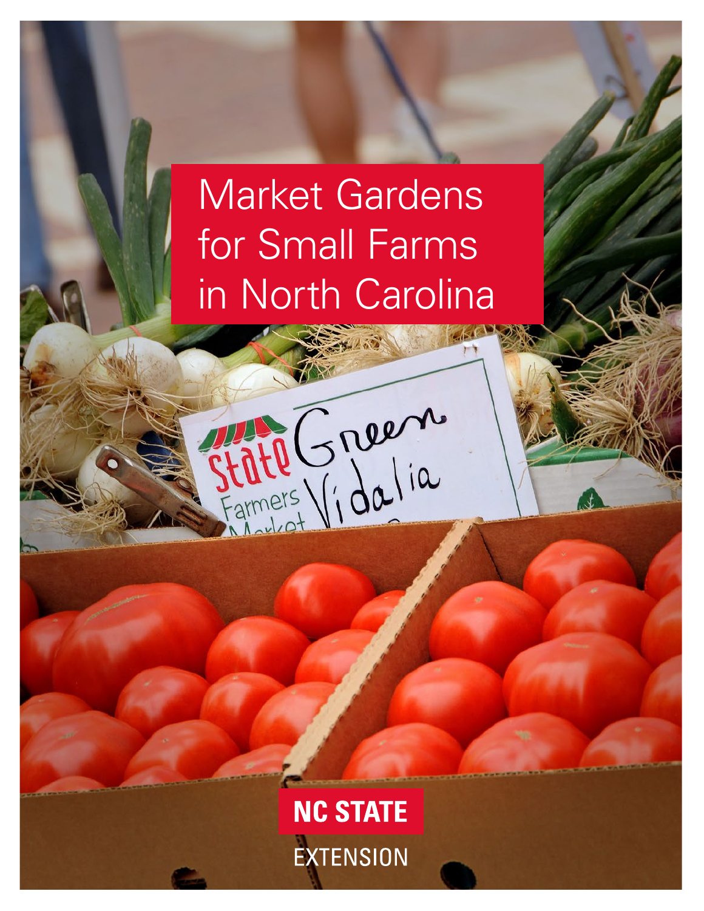# Market Gardens for Small Farms in North Carolina

NC STATE EXTENSION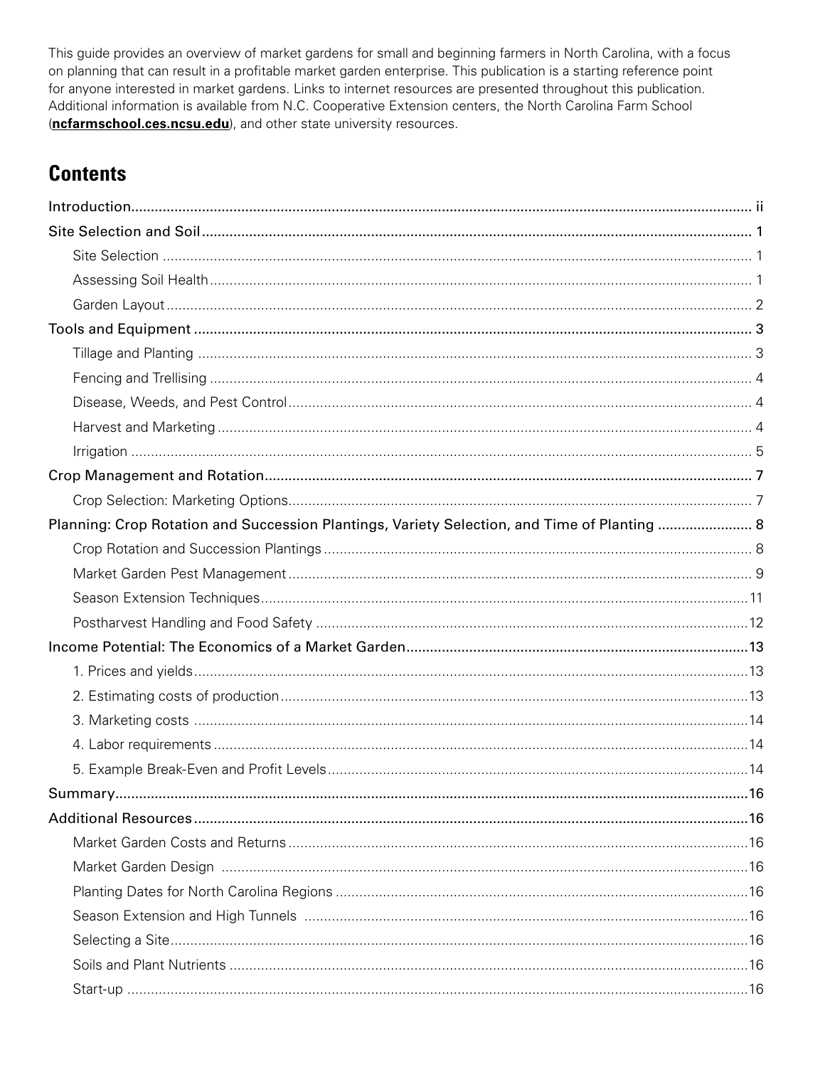This guide provides an overview of market gardens for small and beginning farmers in North Carolina, with a focus on planning that can result in a profitable market garden enterprise. This publication is a starting reference point for anyone interested in market gardens. Links to internet resources are presented throughout this publication. Additional information is available from N.C. Cooperative Extension centers, the North Carolina Farm School (**ncfarmschool.ces.ncsu.edu**), and other state university resources.

## Contents

- Introduction ....... ii
- Site Selection and Soil ....... 1
  - Site Selection ....... 1
  - Assessing Soil Health ....... 1
  - Garden Layout ....... 2
- Tools and Equipment ....... 3
  - Tillage and Planting ....... 3
  - Fencing and Trellising ....... 4
  - Disease, Weeds, and Pest Control ....... 4
  - Harvest and Marketing ....... 4
  - Irrigation ....... 5
- Crop Management and Rotation ....... 7
  - Crop Selection: Marketing Options ....... 7
- Planning: Crop Rotation and Succession Plantings, Variety Selection, and Time of Planting ....... 8
  - Crop Rotation and Succession Plantings ....... 8
  - Market Garden Pest Management ....... 9
  - Season Extension Techniques ....... 11
  - Postharvest Handling and Food Safety ....... 12
- Income Potential: The Economics of a Market Garden ....... 13
  - 1. Prices and yields ....... 13
  - 2. Estimating costs of production ....... 13
  - 3. Marketing costs ....... 14
  - 4. Labor requirements ....... 14
  - 5. Example Break-Even and Profit Levels ....... 14
- Summary ....... 16
- Additional Resources ....... 16
  - Market Garden Costs and Returns ....... 16
  - Market Garden Design ....... 16
  - Planting Dates for North Carolina Regions ....... 16
  - Season Extension and High Tunnels ....... 16
  - Selecting a Site ....... 16
  - Soils and Plant Nutrients ....... 16
  - Start-up ....... 16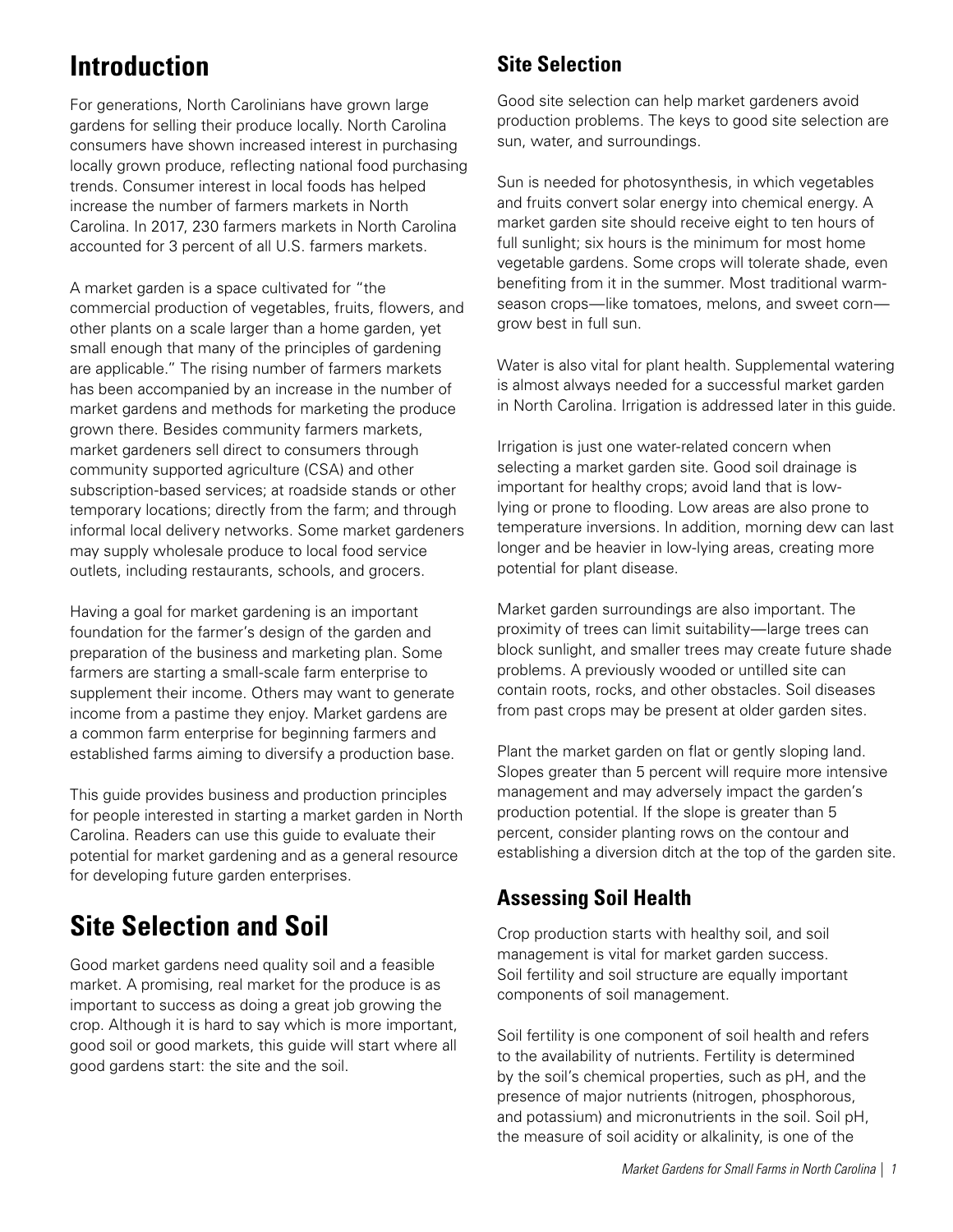# Introduction

For generations, North Carolinians have grown large gardens for selling their produce locally. North Carolina consumers have shown increased interest in purchasing locally grown produce, reflecting national food purchasing trends. Consumer interest in local foods has helped increase the number of farmers markets in North Carolina. In 2017, 230 farmers markets in North Carolina accounted for 3 percent of all U.S. farmers markets.

A market garden is a space cultivated for "the commercial production of vegetables, fruits, flowers, and other plants on a scale larger than a home garden, yet small enough that many of the principles of gardening are applicable." The rising number of farmers markets has been accompanied by an increase in the number of market gardens and methods for marketing the produce grown there. Besides community farmers markets, market gardeners sell direct to consumers through community supported agriculture (CSA) and other subscription-based services; at roadside stands or other temporary locations; directly from the farm; and through informal local delivery networks. Some market gardeners may supply wholesale produce to local food service outlets, including restaurants, schools, and grocers.

Having a goal for market gardening is an important foundation for the farmer's design of the garden and preparation of the business and marketing plan. Some farmers are starting a small-scale farm enterprise to supplement their income. Others may want to generate income from a pastime they enjoy. Market gardens are a common farm enterprise for beginning farmers and established farms aiming to diversify a production base.

This guide provides business and production principles for people interested in starting a market garden in North Carolina. Readers can use this guide to evaluate their potential for market gardening and as a general resource for developing future garden enterprises.

# Site Selection and Soil

Good market gardens need quality soil and a feasible market. A promising, real market for the produce is as important to success as doing a great job growing the crop. Although it is hard to say which is more important, good soil or good markets, this guide will start where all good gardens start: the site and the soil.

## Site Selection

Good site selection can help market gardeners avoid production problems. The keys to good site selection are sun, water, and surroundings.

Sun is needed for photosynthesis, in which vegetables and fruits convert solar energy into chemical energy. A market garden site should receive eight to ten hours of full sunlight; six hours is the minimum for most home vegetable gardens. Some crops will tolerate shade, even benefiting from it in the summer. Most traditional warm-season crops—like tomatoes, melons, and sweet corn—grow best in full sun.

Water is also vital for plant health. Supplemental watering is almost always needed for a successful market garden in North Carolina. Irrigation is addressed later in this guide.

Irrigation is just one water-related concern when selecting a market garden site. Good soil drainage is important for healthy crops; avoid land that is low-lying or prone to flooding. Low areas are also prone to temperature inversions. In addition, morning dew can last longer and be heavier in low-lying areas, creating more potential for plant disease.

Market garden surroundings are also important. The proximity of trees can limit suitability—large trees can block sunlight, and smaller trees may create future shade problems. A previously wooded or untilled site can contain roots, rocks, and other obstacles. Soil diseases from past crops may be present at older garden sites.

Plant the market garden on flat or gently sloping land. Slopes greater than 5 percent will require more intensive management and may adversely impact the garden's production potential. If the slope is greater than 5 percent, consider planting rows on the contour and establishing a diversion ditch at the top of the garden site.

## Assessing Soil Health

Crop production starts with healthy soil, and soil management is vital for market garden success. Soil fertility and soil structure are equally important components of soil management.

Soil fertility is one component of soil health and refers to the availability of nutrients. Fertility is determined by the soil's chemical properties, such as pH, and the presence of major nutrients (nitrogen, phosphorous, and potassium) and micronutrients in the soil. Soil pH, the measure of soil acidity or alkalinity, is one of the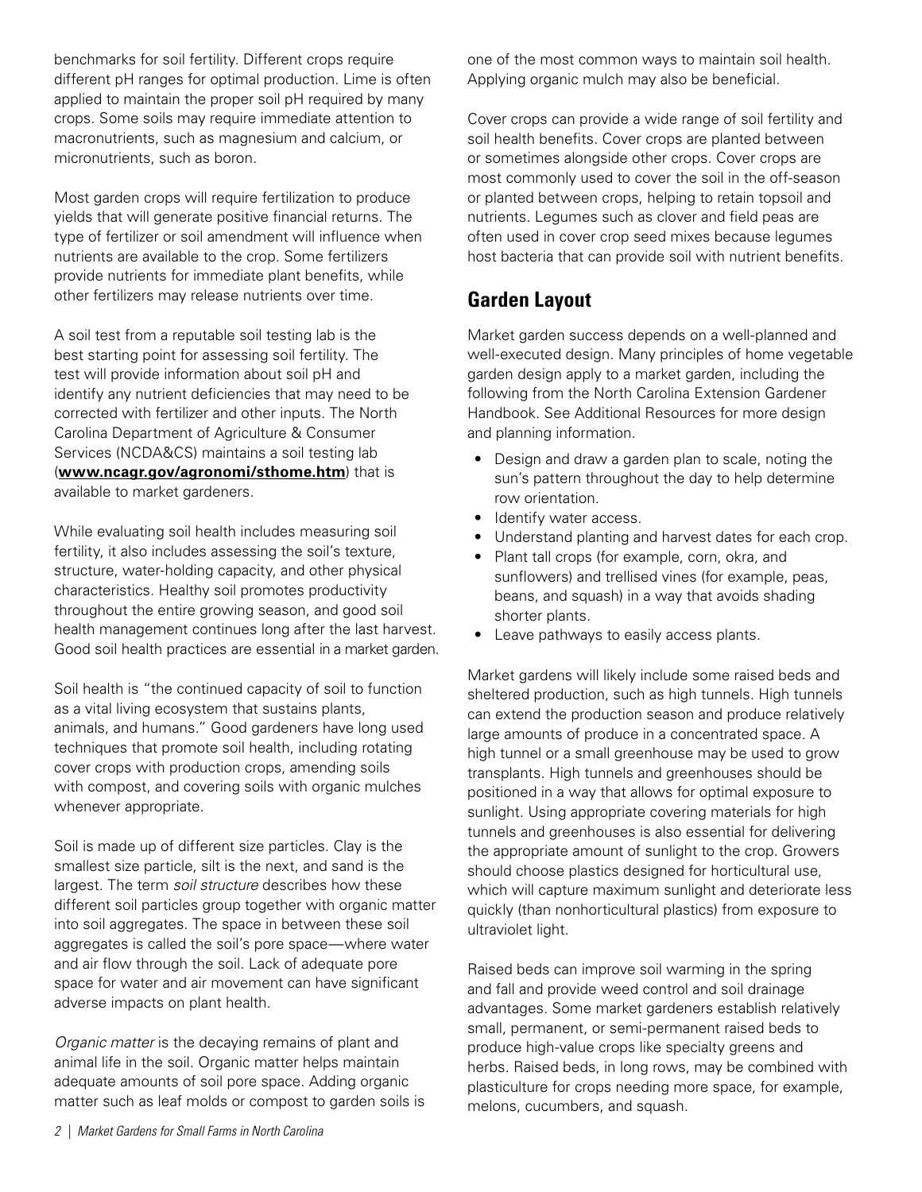benchmarks for soil fertility. Different crops require different pH ranges for optimal production. Lime is often applied to maintain the proper soil pH required by many crops. Some soils may require immediate attention to macronutrients, such as magnesium and calcium, or micronutrients, such as boron.

Most garden crops will require fertilization to produce yields that will generate positive financial returns. The type of fertilizer or soil amendment will influence when nutrients are available to the crop. Some fertilizers provide nutrients for immediate plant benefits, while other fertilizers may release nutrients over time.

A soil test from a reputable soil testing lab is the best starting point for assessing soil fertility. The test will provide information about soil pH and identify any nutrient deficiencies that may need to be corrected with fertilizer and other inputs. The North Carolina Department of Agriculture & Consumer Services (NCDA&CS) maintains a soil testing lab (**www.ncagr.gov/agronomi/sthome.htm**) that is available to market gardeners.

While evaluating soil health includes measuring soil fertility, it also includes assessing the soil's texture, structure, water-holding capacity, and other physical characteristics. Healthy soil promotes productivity throughout the entire growing season, and good soil health management continues long after the last harvest. Good soil health practices are essential in a market garden.

Soil health is "the continued capacity of soil to function as a vital living ecosystem that sustains plants, animals, and humans." Good gardeners have long used techniques that promote soil health, including rotating cover crops with production crops, amending soils with compost, and covering soils with organic mulches whenever appropriate.

Soil is made up of different size particles. Clay is the smallest size particle, silt is the next, and sand is the largest. The term *soil structure* describes how these different soil particles group together with organic matter into soil aggregates. The space in between these soil aggregates is called the soil's pore space—where water and air flow through the soil. Lack of adequate pore space for water and air movement can have significant adverse impacts on plant health.

*Organic matter* is the decaying remains of plant and animal life in the soil. Organic matter helps maintain adequate amounts of soil pore space. Adding organic matter such as leaf molds or compost to garden soils is one of the most common ways to maintain soil health. Applying organic mulch may also be beneficial.

Cover crops can provide a wide range of soil fertility and soil health benefits. Cover crops are planted between or sometimes alongside other crops. Cover crops are most commonly used to cover the soil in the off-season or planted between crops, helping to retain topsoil and nutrients. Legumes such as clover and field peas are often used in cover crop seed mixes because legumes host bacteria that can provide soil with nutrient benefits.

## Garden Layout

Market garden success depends on a well-planned and well-executed design. Many principles of home vegetable garden design apply to a market garden, including the following from the North Carolina Extension Gardener Handbook. See Additional Resources for more design and planning information.

- Design and draw a garden plan to scale, noting the sun's pattern throughout the day to help determine row orientation.
- Identify water access.
- Understand planting and harvest dates for each crop.
- Plant tall crops (for example, corn, okra, and sunflowers) and trellised vines (for example, peas, beans, and squash) in a way that avoids shading shorter plants.
- Leave pathways to easily access plants.

Market gardens will likely include some raised beds and sheltered production, such as high tunnels. High tunnels can extend the production season and produce relatively large amounts of produce in a concentrated space. A high tunnel or a small greenhouse may be used to grow transplants. High tunnels and greenhouses should be positioned in a way that allows for optimal exposure to sunlight. Using appropriate covering materials for high tunnels and greenhouses is also essential for delivering the appropriate amount of sunlight to the crop. Growers should choose plastics designed for horticultural use, which will capture maximum sunlight and deteriorate less quickly (than nonhorticultural plastics) from exposure to ultraviolet light.

Raised beds can improve soil warming in the spring and fall and provide weed control and soil drainage advantages. Some market gardeners establish relatively small, permanent, or semi-permanent raised beds to produce high-value crops like specialty greens and herbs. Raised beds, in long rows, may be combined with plasticulture for crops needing more space, for example, melons, cucumbers, and squash.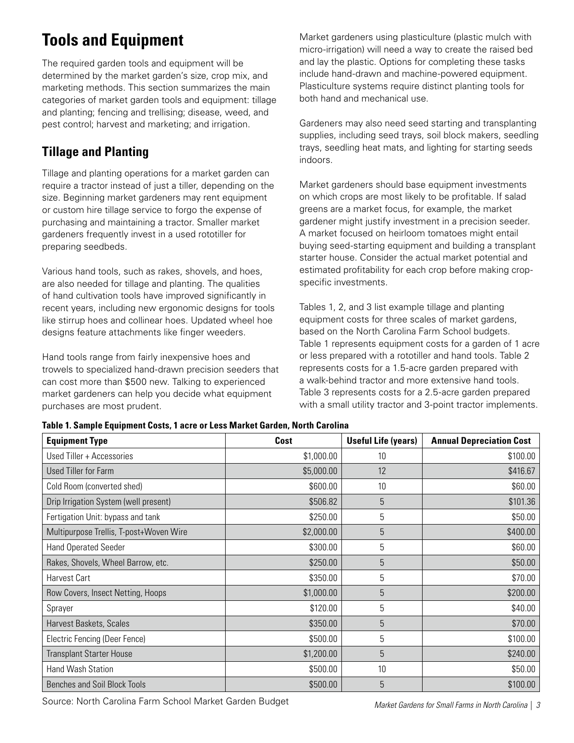# Tools and Equipment

The required garden tools and equipment will be determined by the market garden's size, crop mix, and marketing methods. This section summarizes the main categories of market garden tools and equipment: tillage and planting; fencing and trellising; disease, weed, and pest control; harvest and marketing; and irrigation.

## Tillage and Planting

Tillage and planting operations for a market garden can require a tractor instead of just a tiller, depending on the size. Beginning market gardeners may rent equipment or custom hire tillage service to forgo the expense of purchasing and maintaining a tractor. Smaller market gardeners frequently invest in a used rototiller for preparing seedbeds.

Various hand tools, such as rakes, shovels, and hoes, are also needed for tillage and planting. The qualities of hand cultivation tools have improved significantly in recent years, including new ergonomic designs for tools like stirrup hoes and collinear hoes. Updated wheel hoe designs feature attachments like finger weeders.

Hand tools range from fairly inexpensive hoes and trowels to specialized hand-drawn precision seeders that can cost more than $500 new. Talking to experienced market gardeners can help you decide what equipment purchases are most prudent.

Market gardeners using plasticulture (plastic mulch with micro-irrigation) will need a way to create the raised bed and lay the plastic. Options for completing these tasks include hand-drawn and machine-powered equipment. Plasticulture systems require distinct planting tools for both hand and mechanical use.

Gardeners may also need seed starting and transplanting supplies, including seed trays, soil block makers, seedling trays, seedling heat mats, and lighting for starting seeds indoors.

Market gardeners should base equipment investments on which crops are most likely to be profitable. If salad greens are a market focus, for example, the market gardener might justify investment in a precision seeder. A market focused on heirloom tomatoes might entail buying seed-starting equipment and building a transplant starter house. Consider the actual market potential and estimated profitability for each crop before making crop-specific investments.

Tables 1, 2, and 3 list example tillage and planting equipment costs for three scales of market gardens, based on the North Carolina Farm School budgets. Table 1 represents equipment costs for a garden of 1 acre or less prepared with a rototiller and hand tools. Table 2 represents costs for a 1.5-acre garden prepared with a walk-behind tractor and more extensive hand tools. Table 3 represents costs for a 2.5-acre garden prepared with a small utility tractor and 3-point tractor implements.

**Table 1. Sample Equipment Costs, 1 acre or Less Market Garden, North Carolina**

| Equipment Type | Cost | Useful Life (years) | Annual Depreciation Cost |
|---|---|---|---|
| Used Tiller + Accessories | $1,000.00 | 10 | $100.00 |
| Used Tiller for Farm | $5,000.00 | 12 | $416.67 |
| Cold Room (converted shed) | $600.00 | 10 | $60.00 |
| Drip Irrigation System (well present) | $506.82 | 5 | $101.36 |
| Fertigation Unit: bypass and tank | $250.00 | 5 | $50.00 |
| Multipurpose Trellis, T-post+Woven Wire | $2,000.00 | 5 | $400.00 |
| Hand Operated Seeder | $300.00 | 5 | $60.00 |
| Rakes, Shovels, Wheel Barrow, etc. | $250.00 | 5 | $50.00 |
| Harvest Cart | $350.00 | 5 | $70.00 |
| Row Covers, Insect Netting, Hoops | $1,000.00 | 5 | $200.00 |
| Sprayer | $120.00 | 5 | $40.00 |
| Harvest Baskets, Scales | $350.00 | 5 | $70.00 |
| Electric Fencing (Deer Fence) | $500.00 | 5 | $100.00 |
| Transplant Starter House | $1,200.00 | 5 | $240.00 |
| Hand Wash Station | $500.00 | 10 | $50.00 |
| Benches and Soil Block Tools | $500.00 | 5 | $100.00 |

Source: North Carolina Farm School Market Garden Budget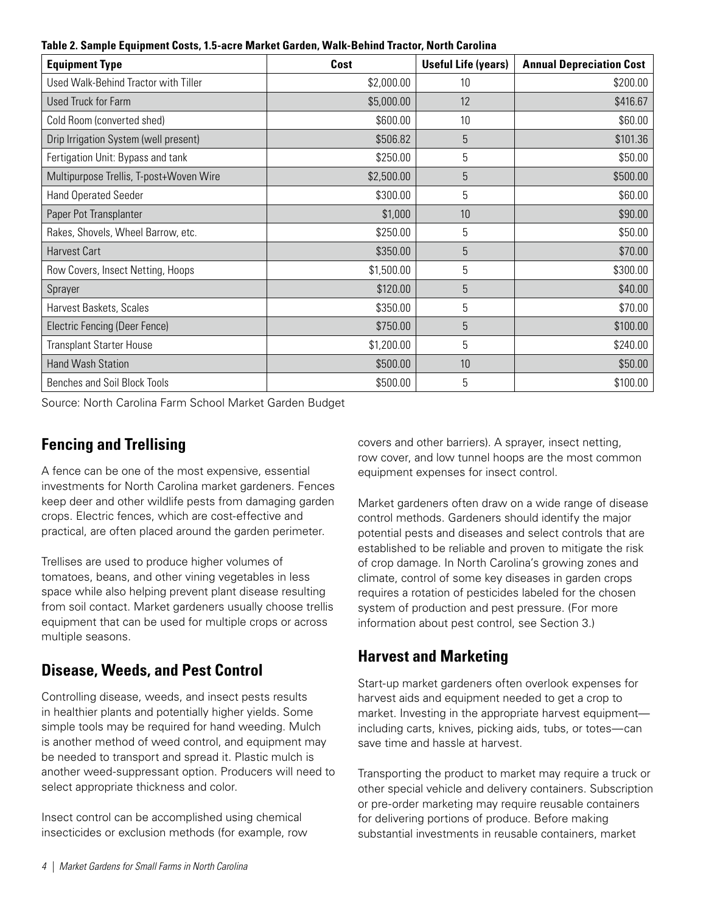**Table 2. Sample Equipment Costs, 1.5-acre Market Garden, Walk-Behind Tractor, North Carolina**

| Equipment Type | Cost | Useful Life (years) | Annual Depreciation Cost |
| --- | --- | --- | --- |
| Used Walk-Behind Tractor with Tiller | $2,000.00 | 10 | $200.00 |
| Used Truck for Farm | $5,000.00 | 12 | $416.67 |
| Cold Room (converted shed) | $600.00 | 10 | $60.00 |
| Drip Irrigation System (well present) | $506.82 | 5 | $101.36 |
| Fertigation Unit: Bypass and tank | $250.00 | 5 | $50.00 |
| Multipurpose Trellis, T-post+Woven Wire | $2,500.00 | 5 | $500.00 |
| Hand Operated Seeder | $300.00 | 5 | $60.00 |
| Paper Pot Transplanter | $1,000 | 10 | $90.00 |
| Rakes, Shovels, Wheel Barrow, etc. | $250.00 | 5 | $50.00 |
| Harvest Cart | $350.00 | 5 | $70.00 |
| Row Covers, Insect Netting, Hoops | $1,500.00 | 5 | $300.00 |
| Sprayer | $120.00 | 5 | $40.00 |
| Harvest Baskets, Scales | $350.00 | 5 | $70.00 |
| Electric Fencing (Deer Fence) | $750.00 | 5 | $100.00 |
| Transplant Starter House | $1,200.00 | 5 | $240.00 |
| Hand Wash Station | $500.00 | 10 | $50.00 |
| Benches and Soil Block Tools | $500.00 | 5 | $100.00 |

Source: North Carolina Farm School Market Garden Budget

## Fencing and Trellising

A fence can be one of the most expensive, essential investments for North Carolina market gardeners. Fences keep deer and other wildlife pests from damaging garden crops. Electric fences, which are cost-effective and practical, are often placed around the garden perimeter.

Trellises are used to produce higher volumes of tomatoes, beans, and other vining vegetables in less space while also helping prevent plant disease resulting from soil contact. Market gardeners usually choose trellis equipment that can be used for multiple crops or across multiple seasons.

## Disease, Weeds, and Pest Control

Controlling disease, weeds, and insect pests results in healthier plants and potentially higher yields. Some simple tools may be required for hand weeding. Mulch is another method of weed control, and equipment may be needed to transport and spread it. Plastic mulch is another weed-suppressant option. Producers will need to select appropriate thickness and color.

Insect control can be accomplished using chemical insecticides or exclusion methods (for example, row covers and other barriers). A sprayer, insect netting, row cover, and low tunnel hoops are the most common equipment expenses for insect control.

Market gardeners often draw on a wide range of disease control methods. Gardeners should identify the major potential pests and diseases and select controls that are established to be reliable and proven to mitigate the risk of crop damage. In North Carolina's growing zones and climate, control of some key diseases in garden crops requires a rotation of pesticides labeled for the chosen system of production and pest pressure. (For more information about pest control, see Section 3.)

## Harvest and Marketing

Start-up market gardeners often overlook expenses for harvest aids and equipment needed to get a crop to market. Investing in the appropriate harvest equipment—including carts, knives, picking aids, tubs, or totes—can save time and hassle at harvest.

Transporting the product to market may require a truck or other special vehicle and delivery containers. Subscription or pre-order marketing may require reusable containers for delivering portions of produce. Before making substantial investments in reusable containers, market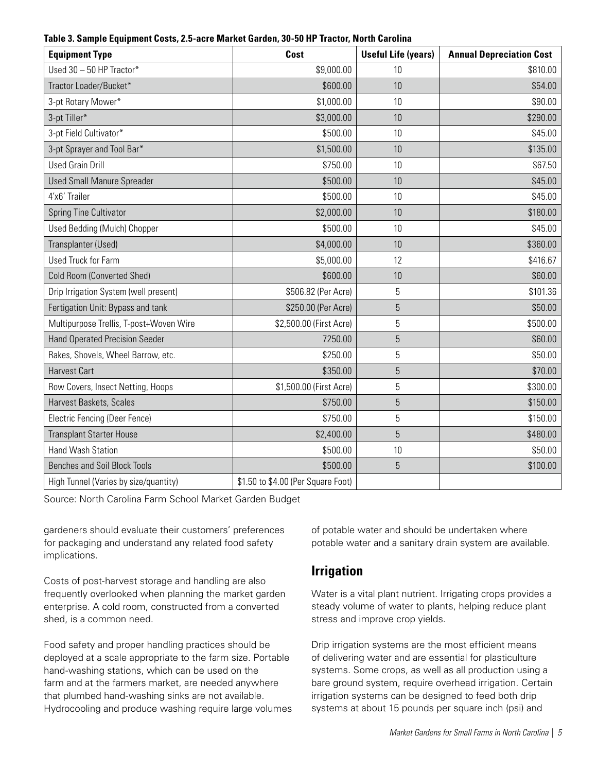**Table 3. Sample Equipment Costs, 2.5-acre Market Garden, 30-50 HP Tractor, North Carolina**

| Equipment Type | Cost | Useful Life (years) | Annual Depreciation Cost |
|---|---|---|---|
| Used 30 – 50 HP Tractor* | $9,000.00 | 10 | $810.00 |
| Tractor Loader/Bucket* | $600.00 | 10 | $54.00 |
| 3-pt Rotary Mower* | $1,000.00 | 10 | $90.00 |
| 3-pt Tiller* | $3,000.00 | 10 | $290.00 |
| 3-pt Field Cultivator* | $500.00 | 10 | $45.00 |
| 3-pt Sprayer and Tool Bar* | $1,500.00 | 10 | $135.00 |
| Used Grain Drill | $750.00 | 10 | $67.50 |
| Used Small Manure Spreader | $500.00 | 10 | $45.00 |
| 4'x6' Trailer | $500.00 | 10 | $45.00 |
| Spring Tine Cultivator | $2,000.00 | 10 | $180.00 |
| Used Bedding (Mulch) Chopper | $500.00 | 10 | $45.00 |
| Transplanter (Used) | $4,000.00 | 10 | $360.00 |
| Used Truck for Farm | $5,000.00 | 12 | $416.67 |
| Cold Room (Converted Shed) | $600.00 | 10 | $60.00 |
| Drip Irrigation System (well present) | $506.82 (Per Acre) | 5 | $101.36 |
| Fertigation Unit: Bypass and tank | $250.00 (Per Acre) | 5 | $50.00 |
| Multipurpose Trellis, T-post+Woven Wire | $2,500.00 (First Acre) | 5 | $500.00 |
| Hand Operated Precision Seeder | 7250.00 | 5 | $60.00 |
| Rakes, Shovels, Wheel Barrow, etc. | $250.00 | 5 | $50.00 |
| Harvest Cart | $350.00 | 5 | $70.00 |
| Row Covers, Insect Netting, Hoops | $1,500.00 (First Acre) | 5 | $300.00 |
| Harvest Baskets, Scales | $750.00 | 5 | $150.00 |
| Electric Fencing (Deer Fence) | $750.00 | 5 | $150.00 |
| Transplant Starter House | $2,400.00 | 5 | $480.00 |
| Hand Wash Station | $500.00 | 10 | $50.00 |
| Benches and Soil Block Tools | $500.00 | 5 | $100.00 |
| High Tunnel (Varies by size/quantity) | $1.50 to $4.00 (Per Square Foot) | | |

Source: North Carolina Farm School Market Garden Budget

gardeners should evaluate their customers' preferences for packaging and understand any related food safety implications.

Costs of post-harvest storage and handling are also frequently overlooked when planning the market garden enterprise. A cold room, constructed from a converted shed, is a common need.

Food safety and proper handling practices should be deployed at a scale appropriate to the farm size. Portable hand-washing stations, which can be used on the farm and at the farmers market, are needed anywhere that plumbed hand-washing sinks are not available. Hydrocooling and produce washing require large volumes of potable water and should be undertaken where potable water and a sanitary drain system are available.

## Irrigation

Water is a vital plant nutrient. Irrigating crops provides a steady volume of water to plants, helping reduce plant stress and improve crop yields.

Drip irrigation systems are the most efficient means of delivering water and are essential for plasticulture systems. Some crops, as well as all production using a bare ground system, require overhead irrigation. Certain irrigation systems can be designed to feed both drip systems at about 15 pounds per square inch (psi) and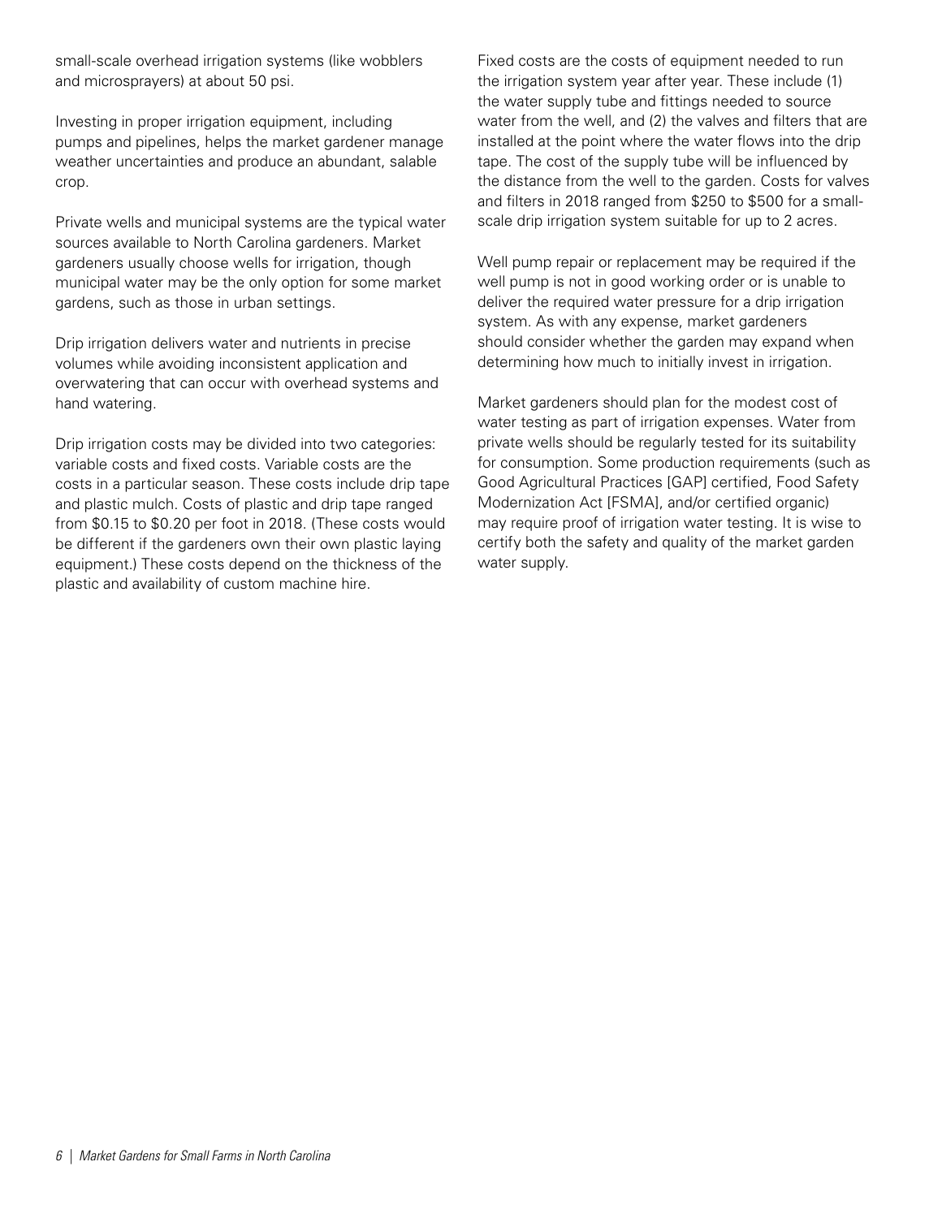small-scale overhead irrigation systems (like wobblers and microsprayers) at about 50 psi.

Investing in proper irrigation equipment, including pumps and pipelines, helps the market gardener manage weather uncertainties and produce an abundant, salable crop.

Private wells and municipal systems are the typical water sources available to North Carolina gardeners. Market gardeners usually choose wells for irrigation, though municipal water may be the only option for some market gardens, such as those in urban settings.

Drip irrigation delivers water and nutrients in precise volumes while avoiding inconsistent application and overwatering that can occur with overhead systems and hand watering.

Drip irrigation costs may be divided into two categories: variable costs and fixed costs. Variable costs are the costs in a particular season. These costs include drip tape and plastic mulch. Costs of plastic and drip tape ranged from $0.15 to $0.20 per foot in 2018. (These costs would be different if the gardeners own their own plastic laying equipment.) These costs depend on the thickness of the plastic and availability of custom machine hire.

Fixed costs are the costs of equipment needed to run the irrigation system year after year. These include (1) the water supply tube and fittings needed to source water from the well, and (2) the valves and filters that are installed at the point where the water flows into the drip tape. The cost of the supply tube will be influenced by the distance from the well to the garden. Costs for valves and filters in 2018 ranged from $250 to $500 for a small-scale drip irrigation system suitable for up to 2 acres.

Well pump repair or replacement may be required if the well pump is not in good working order or is unable to deliver the required water pressure for a drip irrigation system. As with any expense, market gardeners should consider whether the garden may expand when determining how much to initially invest in irrigation.

Market gardeners should plan for the modest cost of water testing as part of irrigation expenses. Water from private wells should be regularly tested for its suitability for consumption. Some production requirements (such as Good Agricultural Practices [GAP] certified, Food Safety Modernization Act [FSMA], and/or certified organic) may require proof of irrigation water testing. It is wise to certify both the safety and quality of the market garden water supply.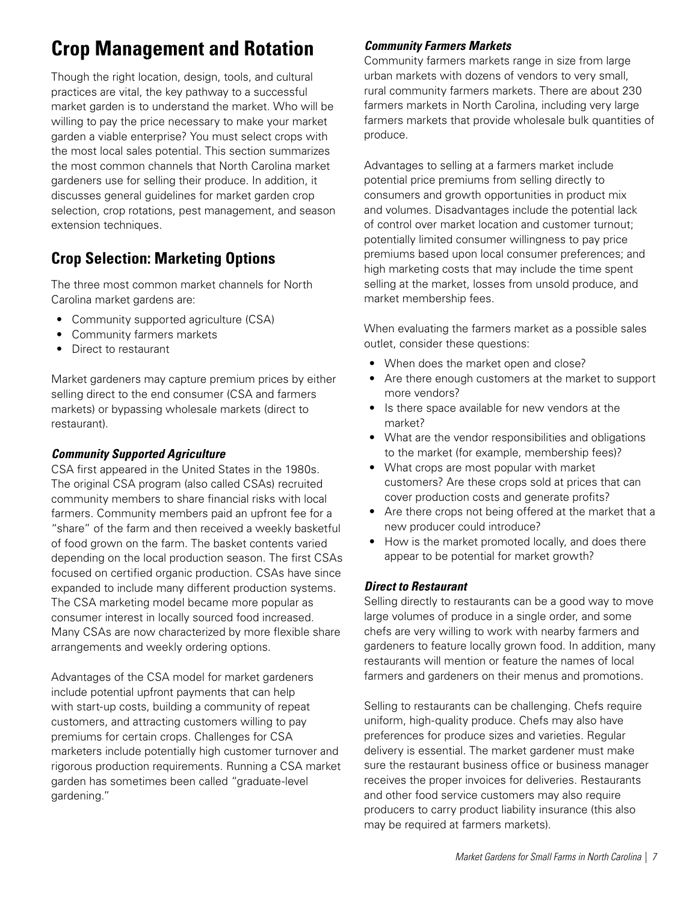# Crop Management and Rotation

Though the right location, design, tools, and cultural practices are vital, the key pathway to a successful market garden is to understand the market. Who will be willing to pay the price necessary to make your market garden a viable enterprise? You must select crops with the most local sales potential. This section summarizes the most common channels that North Carolina market gardeners use for selling their produce. In addition, it discusses general guidelines for market garden crop selection, crop rotations, pest management, and season extension techniques.

## Crop Selection: Marketing Options

The three most common market channels for North Carolina market gardens are:

- Community supported agriculture (CSA)
- Community farmers markets
- Direct to restaurant

Market gardeners may capture premium prices by either selling direct to the end consumer (CSA and farmers markets) or bypassing wholesale markets (direct to restaurant).

### *Community Supported Agriculture*

CSA first appeared in the United States in the 1980s. The original CSA program (also called CSAs) recruited community members to share financial risks with local farmers. Community members paid an upfront fee for a "share" of the farm and then received a weekly basketful of food grown on the farm. The basket contents varied depending on the local production season. The first CSAs focused on certified organic production. CSAs have since expanded to include many different production systems. The CSA marketing model became more popular as consumer interest in locally sourced food increased. Many CSAs are now characterized by more flexible share arrangements and weekly ordering options.

Advantages of the CSA model for market gardeners include potential upfront payments that can help with start-up costs, building a community of repeat customers, and attracting customers willing to pay premiums for certain crops. Challenges for CSA marketers include potentially high customer turnover and rigorous production requirements. Running a CSA market garden has sometimes been called "graduate-level gardening."

### *Community Farmers Markets*

Community farmers markets range in size from large urban markets with dozens of vendors to very small, rural community farmers markets. There are about 230 farmers markets in North Carolina, including very large farmers markets that provide wholesale bulk quantities of produce.

Advantages to selling at a farmers market include potential price premiums from selling directly to consumers and growth opportunities in product mix and volumes. Disadvantages include the potential lack of control over market location and customer turnout; potentially limited consumer willingness to pay price premiums based upon local consumer preferences; and high marketing costs that may include the time spent selling at the market, losses from unsold produce, and market membership fees.

When evaluating the farmers market as a possible sales outlet, consider these questions:

- When does the market open and close?
- Are there enough customers at the market to support more vendors?
- Is there space available for new vendors at the market?
- What are the vendor responsibilities and obligations to the market (for example, membership fees)?
- What crops are most popular with market customers? Are these crops sold at prices that can cover production costs and generate profits?
- Are there crops not being offered at the market that a new producer could introduce?
- How is the market promoted locally, and does there appear to be potential for market growth?

### *Direct to Restaurant*

Selling directly to restaurants can be a good way to move large volumes of produce in a single order, and some chefs are very willing to work with nearby farmers and gardeners to feature locally grown food. In addition, many restaurants will mention or feature the names of local farmers and gardeners on their menus and promotions.

Selling to restaurants can be challenging. Chefs require uniform, high-quality produce. Chefs may also have preferences for produce sizes and varieties. Regular delivery is essential. The market gardener must make sure the restaurant business office or business manager receives the proper invoices for deliveries. Restaurants and other food service customers may also require producers to carry product liability insurance (this also may be required at farmers markets).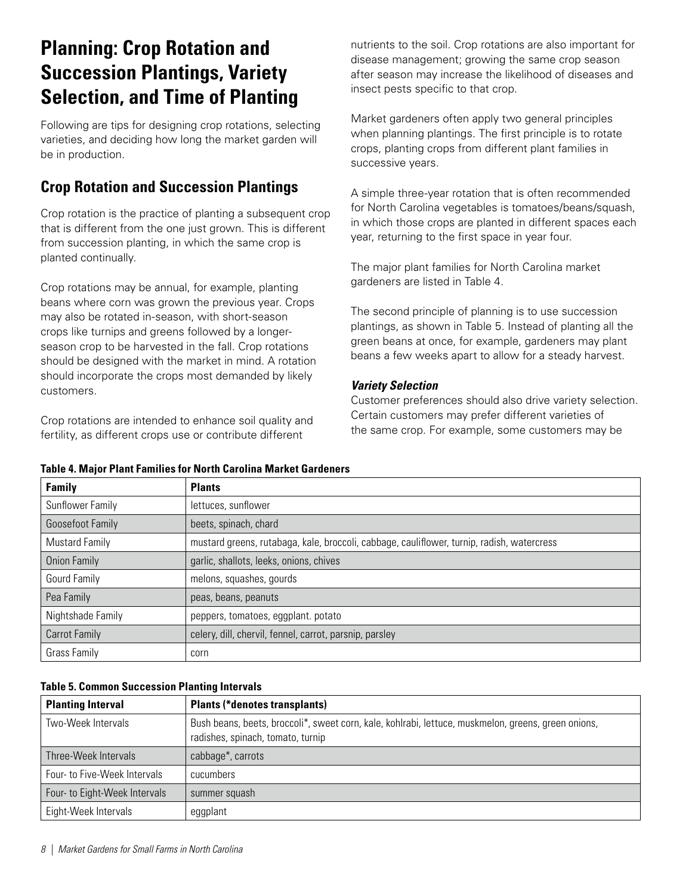# Planning: Crop Rotation and Succession Plantings, Variety Selection, and Time of Planting

Following are tips for designing crop rotations, selecting varieties, and deciding how long the market garden will be in production.

## Crop Rotation and Succession Plantings

Crop rotation is the practice of planting a subsequent crop that is different from the one just grown. This is different from succession planting, in which the same crop is planted continually.

Crop rotations may be annual, for example, planting beans where corn was grown the previous year. Crops may also be rotated in-season, with short-season crops like turnips and greens followed by a longer-season crop to be harvested in the fall. Crop rotations should be designed with the market in mind. A rotation should incorporate the crops most demanded by likely customers.

Crop rotations are intended to enhance soil quality and fertility, as different crops use or contribute different nutrients to the soil. Crop rotations are also important for disease management; growing the same crop season after season may increase the likelihood of diseases and insect pests specific to that crop.

Market gardeners often apply two general principles when planning plantings. The first principle is to rotate crops, planting crops from different plant families in successive years.

A simple three-year rotation that is often recommended for North Carolina vegetables is tomatoes/beans/squash, in which those crops are planted in different spaces each year, returning to the first space in year four.

The major plant families for North Carolina market gardeners are listed in Table 4.

The second principle of planning is to use succession plantings, as shown in Table 5. Instead of planting all the green beans at once, for example, gardeners may plant beans a few weeks apart to allow for a steady harvest.

### *Variety Selection*

Customer preferences should also drive variety selection. Certain customers may prefer different varieties of the same crop. For example, some customers may be

**Table 4. Major Plant Families for North Carolina Market Gardeners**

| Family | Plants |
|---|---|
| Sunflower Family | lettuces, sunflower |
| Goosefoot Family | beets, spinach, chard |
| Mustard Family | mustard greens, rutabaga, kale, broccoli, cabbage, cauliflower, turnip, radish, watercress |
| Onion Family | garlic, shallots, leeks, onions, chives |
| Gourd Family | melons, squashes, gourds |
| Pea Family | peas, beans, peanuts |
| Nightshade Family | peppers, tomatoes, eggplant. potato |
| Carrot Family | celery, dill, chervil, fennel, carrot, parsnip, parsley |
| Grass Family | corn |

**Table 5. Common Succession Planting Intervals**

| Planting Interval | Plants (*denotes transplants) |
|---|---|
| Two-Week Intervals | Bush beans, beets, broccoli*, sweet corn, kale, kohlrabi, lettuce, muskmelon, greens, green onions, radishes, spinach, tomato, turnip |
| Three-Week Intervals | cabbage*, carrots |
| Four- to Five-Week Intervals | cucumbers |
| Four- to Eight-Week Intervals | summer squash |
| Eight-Week Intervals | eggplant |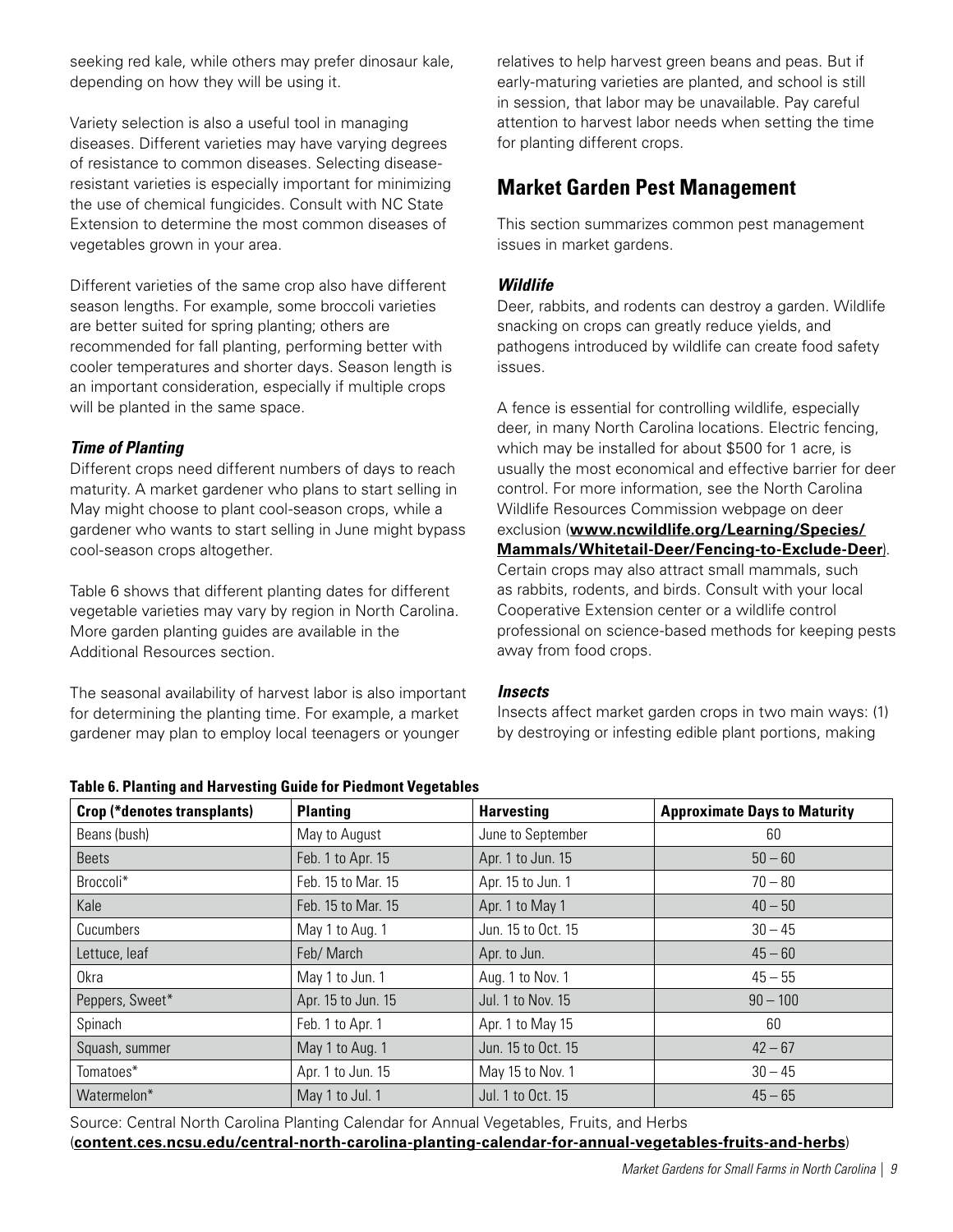seeking red kale, while others may prefer dinosaur kale, depending on how they will be using it.

Variety selection is also a useful tool in managing diseases. Different varieties may have varying degrees of resistance to common diseases. Selecting disease-resistant varieties is especially important for minimizing the use of chemical fungicides. Consult with NC State Extension to determine the most common diseases of vegetables grown in your area.

Different varieties of the same crop also have different season lengths. For example, some broccoli varieties are better suited for spring planting; others are recommended for fall planting, performing better with cooler temperatures and shorter days. Season length is an important consideration, especially if multiple crops will be planted in the same space.

### *Time of Planting*

Different crops need different numbers of days to reach maturity. A market gardener who plans to start selling in May might choose to plant cool-season crops, while a gardener who wants to start selling in June might bypass cool-season crops altogether.

Table 6 shows that different planting dates for different vegetable varieties may vary by region in North Carolina. More garden planting guides are available in the Additional Resources section.

The seasonal availability of harvest labor is also important for determining the planting time. For example, a market gardener may plan to employ local teenagers or younger relatives to help harvest green beans and peas. But if early-maturing varieties are planted, and school is still in session, that labor may be unavailable. Pay careful attention to harvest labor needs when setting the time for planting different crops.

## Market Garden Pest Management

This section summarizes common pest management issues in market gardens.

### *Wildlife*

Deer, rabbits, and rodents can destroy a garden. Wildlife snacking on crops can greatly reduce yields, and pathogens introduced by wildlife can create food safety issues.

A fence is essential for controlling wildlife, especially deer, in many North Carolina locations. Electric fencing, which may be installed for about $500 for 1 acre, is usually the most economical and effective barrier for deer control. For more information, see the North Carolina Wildlife Resources Commission webpage on deer exclusion (**www.ncwildlife.org/Learning/Species/Mammals/Whitetail-Deer/Fencing-to-Exclude-Deer**). Certain crops may also attract small mammals, such as rabbits, rodents, and birds. Consult with your local Cooperative Extension center or a wildlife control professional on science-based methods for keeping pests away from food crops.

### *Insects*

Insects affect market garden crops in two main ways: (1) by destroying or infesting edible plant portions, making

**Table 6. Planting and Harvesting Guide for Piedmont Vegetables**

| Crop (*denotes transplants) | Planting | Harvesting | Approximate Days to Maturity |
|---|---|---|---|
| Beans (bush) | May to August | June to September | 60 |
| Beets | Feb. 1 to Apr. 15 | Apr. 1 to Jun. 15 | 50 – 60 |
| Broccoli* | Feb. 15 to Mar. 15 | Apr. 15 to Jun. 1 | 70 – 80 |
| Kale | Feb. 15 to Mar. 15 | Apr. 1 to May 1 | 40 – 50 |
| Cucumbers | May 1 to Aug. 1 | Jun. 15 to Oct. 15 | 30 – 45 |
| Lettuce, leaf | Feb/ March | Apr. to Jun. | 45 – 60 |
| Okra | May 1 to Jun. 1 | Aug. 1 to Nov. 1 | 45 – 55 |
| Peppers, Sweet* | Apr. 15 to Jun. 15 | Jul. 1 to Nov. 15 | 90 – 100 |
| Spinach | Feb. 1 to Apr. 1 | Apr. 1 to May 15 | 60 |
| Squash, summer | May 1 to Aug. 1 | Jun. 15 to Oct. 15 | 42 – 67 |
| Tomatoes* | Apr. 1 to Jun. 15 | May 15 to Nov. 1 | 30 – 45 |
| Watermelon* | May 1 to Jul. 1 | Jul. 1 to Oct. 15 | 45 – 65 |

Source: Central North Carolina Planting Calendar for Annual Vegetables, Fruits, and Herbs (**content.ces.ncsu.edu/central-north-carolina-planting-calendar-for-annual-vegetables-fruits-and-herbs**)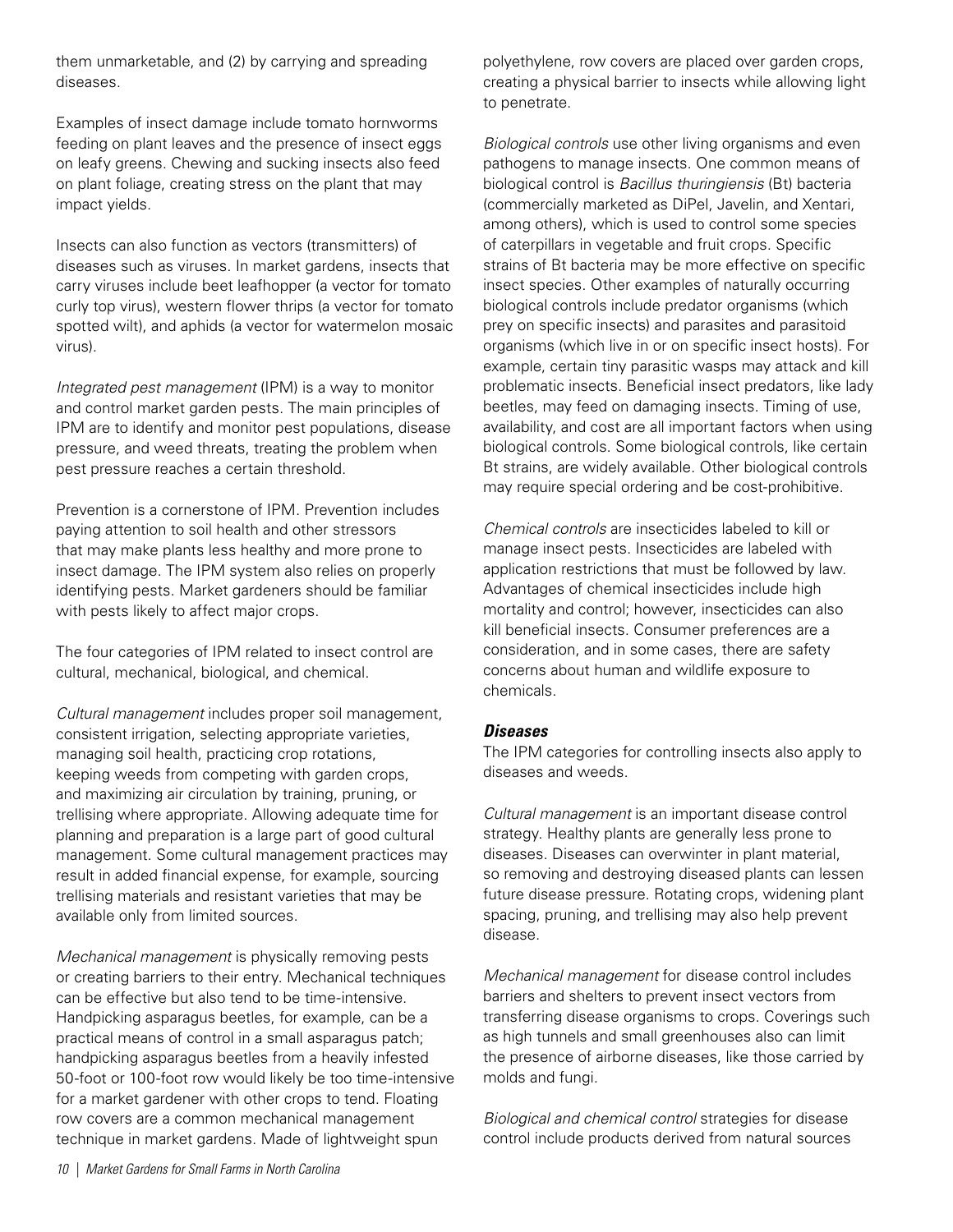them unmarketable, and (2) by carrying and spreading diseases.

Examples of insect damage include tomato hornworms feeding on plant leaves and the presence of insect eggs on leafy greens. Chewing and sucking insects also feed on plant foliage, creating stress on the plant that may impact yields.

Insects can also function as vectors (transmitters) of diseases such as viruses. In market gardens, insects that carry viruses include beet leafhopper (a vector for tomato curly top virus), western flower thrips (a vector for tomato spotted wilt), and aphids (a vector for watermelon mosaic virus).

*Integrated pest management* (IPM) is a way to monitor and control market garden pests. The main principles of IPM are to identify and monitor pest populations, disease pressure, and weed threats, treating the problem when pest pressure reaches a certain threshold.

Prevention is a cornerstone of IPM. Prevention includes paying attention to soil health and other stressors that may make plants less healthy and more prone to insect damage. The IPM system also relies on properly identifying pests. Market gardeners should be familiar with pests likely to affect major crops.

The four categories of IPM related to insect control are cultural, mechanical, biological, and chemical.

*Cultural management* includes proper soil management, consistent irrigation, selecting appropriate varieties, managing soil health, practicing crop rotations, keeping weeds from competing with garden crops, and maximizing air circulation by training, pruning, or trellising where appropriate. Allowing adequate time for planning and preparation is a large part of good cultural management. Some cultural management practices may result in added financial expense, for example, sourcing trellising materials and resistant varieties that may be available only from limited sources.

*Mechanical management* is physically removing pests or creating barriers to their entry. Mechanical techniques can be effective but also tend to be time-intensive. Handpicking asparagus beetles, for example, can be a practical means of control in a small asparagus patch; handpicking asparagus beetles from a heavily infested 50-foot or 100-foot row would likely be too time-intensive for a market gardener with other crops to tend. Floating row covers are a common mechanical management technique in market gardens. Made of lightweight spun polyethylene, row covers are placed over garden crops, creating a physical barrier to insects while allowing light to penetrate.

*Biological controls* use other living organisms and even pathogens to manage insects. One common means of biological control is *Bacillus thuringiensis* (Bt) bacteria (commercially marketed as DiPel, Javelin, and Xentari, among others), which is used to control some species of caterpillars in vegetable and fruit crops. Specific strains of Bt bacteria may be more effective on specific insect species. Other examples of naturally occurring biological controls include predator organisms (which prey on specific insects) and parasites and parasitoid organisms (which live in or on specific insect hosts). For example, certain tiny parasitic wasps may attack and kill problematic insects. Beneficial insect predators, like lady beetles, may feed on damaging insects. Timing of use, availability, and cost are all important factors when using biological controls. Some biological controls, like certain Bt strains, are widely available. Other biological controls may require special ordering and be cost-prohibitive.

*Chemical controls* are insecticides labeled to kill or manage insect pests. Insecticides are labeled with application restrictions that must be followed by law. Advantages of chemical insecticides include high mortality and control; however, insecticides can also kill beneficial insects. Consumer preferences are a consideration, and in some cases, there are safety concerns about human and wildlife exposure to chemicals.

### *Diseases*

The IPM categories for controlling insects also apply to diseases and weeds.

*Cultural management* is an important disease control strategy. Healthy plants are generally less prone to diseases. Diseases can overwinter in plant material, so removing and destroying diseased plants can lessen future disease pressure. Rotating crops, widening plant spacing, pruning, and trellising may also help prevent disease.

*Mechanical management* for disease control includes barriers and shelters to prevent insect vectors from transferring disease organisms to crops. Coverings such as high tunnels and small greenhouses also can limit the presence of airborne diseases, like those carried by molds and fungi.

*Biological and chemical control* strategies for disease control include products derived from natural sources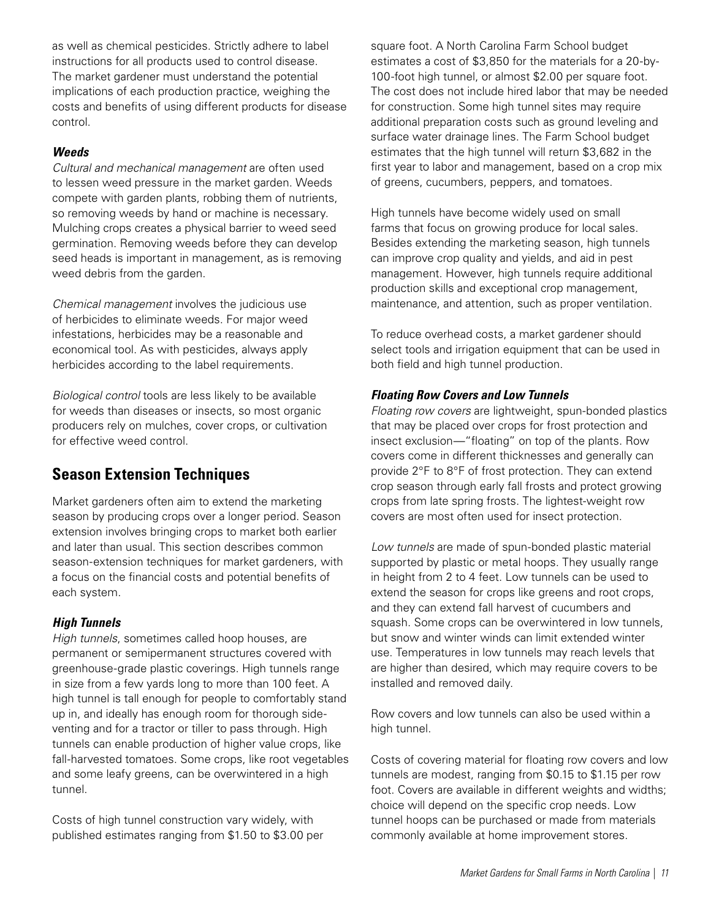as well as chemical pesticides. Strictly adhere to label instructions for all products used to control disease. The market gardener must understand the potential implications of each production practice, weighing the costs and benefits of using different products for disease control.

### *Weeds*

*Cultural and mechanical management* are often used to lessen weed pressure in the market garden. Weeds compete with garden plants, robbing them of nutrients, so removing weeds by hand or machine is necessary. Mulching crops creates a physical barrier to weed seed germination. Removing weeds before they can develop seed heads is important in management, as is removing weed debris from the garden.

*Chemical management* involves the judicious use of herbicides to eliminate weeds. For major weed infestations, herbicides may be a reasonable and economical tool. As with pesticides, always apply herbicides according to the label requirements.

*Biological control* tools are less likely to be available for weeds than diseases or insects, so most organic producers rely on mulches, cover crops, or cultivation for effective weed control.

## Season Extension Techniques

Market gardeners often aim to extend the marketing season by producing crops over a longer period. Season extension involves bringing crops to market both earlier and later than usual. This section describes common season-extension techniques for market gardeners, with a focus on the financial costs and potential benefits of each system.

### *High Tunnels*

*High tunnels*, sometimes called hoop houses, are permanent or semipermanent structures covered with greenhouse-grade plastic coverings. High tunnels range in size from a few yards long to more than 100 feet. A high tunnel is tall enough for people to comfortably stand up in, and ideally has enough room for thorough side-venting and for a tractor or tiller to pass through. High tunnels can enable production of higher value crops, like fall-harvested tomatoes. Some crops, like root vegetables and some leafy greens, can be overwintered in a high tunnel.

Costs of high tunnel construction vary widely, with published estimates ranging from $1.50 to $3.00 per square foot. A North Carolina Farm School budget estimates a cost of $3,850 for the materials for a 20-by-100-foot high tunnel, or almost $2.00 per square foot. The cost does not include hired labor that may be needed for construction. Some high tunnel sites may require additional preparation costs such as ground leveling and surface water drainage lines. The Farm School budget estimates that the high tunnel will return $3,682 in the first year to labor and management, based on a crop mix of greens, cucumbers, peppers, and tomatoes.

High tunnels have become widely used on small farms that focus on growing produce for local sales. Besides extending the marketing season, high tunnels can improve crop quality and yields, and aid in pest management. However, high tunnels require additional production skills and exceptional crop management, maintenance, and attention, such as proper ventilation.

To reduce overhead costs, a market gardener should select tools and irrigation equipment that can be used in both field and high tunnel production.

### *Floating Row Covers and Low Tunnels*

*Floating row covers* are lightweight, spun-bonded plastics that may be placed over crops for frost protection and insect exclusion—"floating" on top of the plants. Row covers come in different thicknesses and generally can provide 2°F to 8°F of frost protection. They can extend crop season through early fall frosts and protect growing crops from late spring frosts. The lightest-weight row covers are most often used for insect protection.

*Low tunnels* are made of spun-bonded plastic material supported by plastic or metal hoops. They usually range in height from 2 to 4 feet. Low tunnels can be used to extend the season for crops like greens and root crops, and they can extend fall harvest of cucumbers and squash. Some crops can be overwintered in low tunnels, but snow and winter winds can limit extended winter use. Temperatures in low tunnels may reach levels that are higher than desired, which may require covers to be installed and removed daily.

Row covers and low tunnels can also be used within a high tunnel.

Costs of covering material for floating row covers and low tunnels are modest, ranging from $0.15 to $1.15 per row foot. Covers are available in different weights and widths; choice will depend on the specific crop needs. Low tunnel hoops can be purchased or made from materials commonly available at home improvement stores.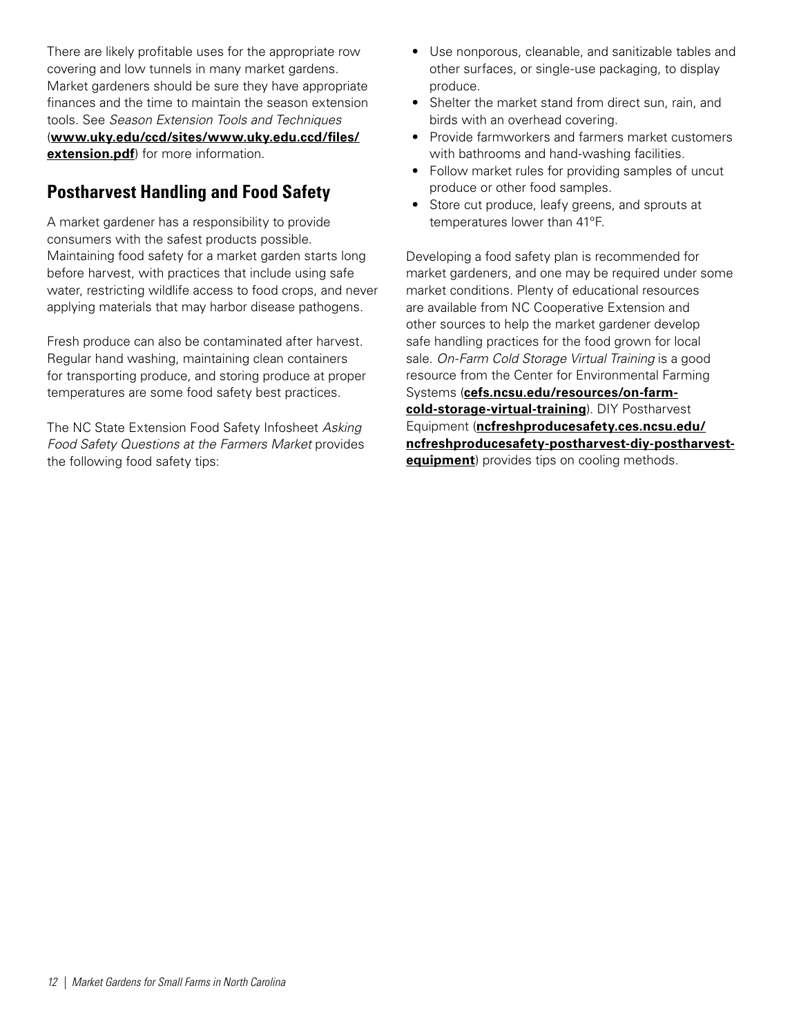There are likely profitable uses for the appropriate row covering and low tunnels in many market gardens. Market gardeners should be sure they have appropriate finances and the time to maintain the season extension tools. See *Season Extension Tools and Techniques* (**www.uky.edu/ccd/sites/www.uky.edu.ccd/files/extension.pdf**) for more information.

## Postharvest Handling and Food Safety

A market gardener has a responsibility to provide consumers with the safest products possible. Maintaining food safety for a market garden starts long before harvest, with practices that include using safe water, restricting wildlife access to food crops, and never applying materials that may harbor disease pathogens.

Fresh produce can also be contaminated after harvest. Regular hand washing, maintaining clean containers for transporting produce, and storing produce at proper temperatures are some food safety best practices.

The NC State Extension Food Safety Infosheet *Asking Food Safety Questions at the Farmers Market* provides the following food safety tips:

- Use nonporous, cleanable, and sanitizable tables and other surfaces, or single-use packaging, to display produce.
- Shelter the market stand from direct sun, rain, and birds with an overhead covering.
- Provide farmworkers and farmers market customers with bathrooms and hand-washing facilities.
- Follow market rules for providing samples of uncut produce or other food samples.
- Store cut produce, leafy greens, and sprouts at temperatures lower than 41°F.

Developing a food safety plan is recommended for market gardeners, and one may be required under some market conditions. Plenty of educational resources are available from NC Cooperative Extension and other sources to help the market gardener develop safe handling practices for the food grown for local sale. *On-Farm Cold Storage Virtual Training* is a good resource from the Center for Environmental Farming Systems (**cefs.ncsu.edu/resources/on-farm-cold-storage-virtual-training**). DIY Postharvest Equipment (**ncfreshproducesafety.ces.ncsu.edu/ncfreshproducesafety-postharvest-diy-postharvest-equipment**) provides tips on cooling methods.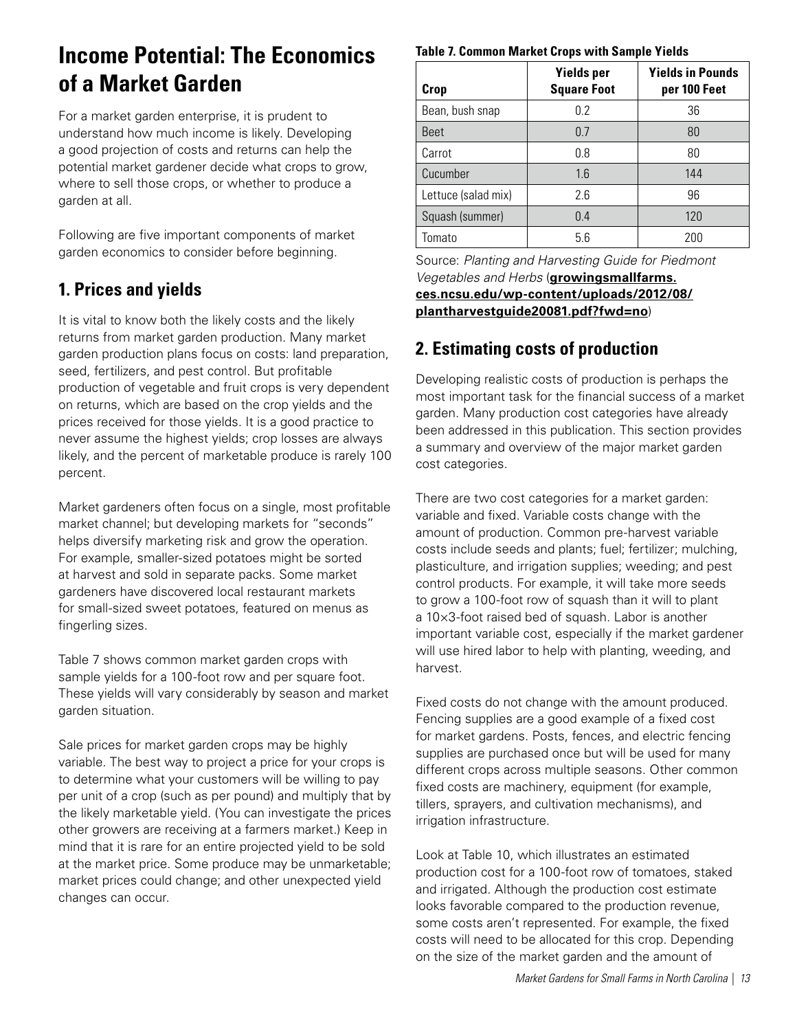# Income Potential: The Economics of a Market Garden

For a market garden enterprise, it is prudent to understand how much income is likely. Developing a good projection of costs and returns can help the potential market gardener decide what crops to grow, where to sell those crops, or whether to produce a garden at all.

Following are five important components of market garden economics to consider before beginning.

## 1. Prices and yields

It is vital to know both the likely costs and the likely returns from market garden production. Many market garden production plans focus on costs: land preparation, seed, fertilizers, and pest control. But profitable production of vegetable and fruit crops is very dependent on returns, which are based on the crop yields and the prices received for those yields. It is a good practice to never assume the highest yields; crop losses are always likely, and the percent of marketable produce is rarely 100 percent.

Market gardeners often focus on a single, most profitable market channel; but developing markets for "seconds" helps diversify marketing risk and grow the operation. For example, smaller-sized potatoes might be sorted at harvest and sold in separate packs. Some market gardeners have discovered local restaurant markets for small-sized sweet potatoes, featured on menus as fingerling sizes.

Table 7 shows common market garden crops with sample yields for a 100-foot row and per square foot. These yields will vary considerably by season and market garden situation.

Sale prices for market garden crops may be highly variable. The best way to project a price for your crops is to determine what your customers will be willing to pay per unit of a crop (such as per pound) and multiply that by the likely marketable yield. (You can investigate the prices other growers are receiving at a farmers market.) Keep in mind that it is rare for an entire projected yield to be sold at the market price. Some produce may be unmarketable; market prices could change; and other unexpected yield changes can occur.

**Table 7. Common Market Crops with Sample Yields**

| Crop | Yields per Square Foot | Yields in Pounds per 100 Feet |
|---|---|---|
| Bean, bush snap | 0.2 | 36 |
| Beet | 0.7 | 80 |
| Carrot | 0.8 | 80 |
| Cucumber | 1.6 | 144 |
| Lettuce (salad mix) | 2.6 | 96 |
| Squash (summer) | 0.4 | 120 |
| Tomato | 5.6 | 200 |

Source: *Planting and Harvesting Guide for Piedmont Vegetables and Herbs* (**growingsmallfarms.ces.ncsu.edu/wp-content/uploads/2012/08/plantharvestguide20081.pdf?fwd=no**)

## 2. Estimating costs of production

Developing realistic costs of production is perhaps the most important task for the financial success of a market garden. Many production cost categories have already been addressed in this publication. This section provides a summary and overview of the major market garden cost categories.

There are two cost categories for a market garden: variable and fixed. Variable costs change with the amount of production. Common pre-harvest variable costs include seeds and plants; fuel; fertilizer; mulching, plasticulture, and irrigation supplies; weeding; and pest control products. For example, it will take more seeds to grow a 100-foot row of squash than it will to plant a 10×3-foot raised bed of squash. Labor is another important variable cost, especially if the market gardener will use hired labor to help with planting, weeding, and harvest.

Fixed costs do not change with the amount produced. Fencing supplies are a good example of a fixed cost for market gardens. Posts, fences, and electric fencing supplies are purchased once but will be used for many different crops across multiple seasons. Other common fixed costs are machinery, equipment (for example, tillers, sprayers, and cultivation mechanisms), and irrigation infrastructure.

Look at Table 10, which illustrates an estimated production cost for a 100-foot row of tomatoes, staked and irrigated. Although the production cost estimate looks favorable compared to the production revenue, some costs aren't represented. For example, the fixed costs will need to be allocated for this crop. Depending on the size of the market garden and the amount of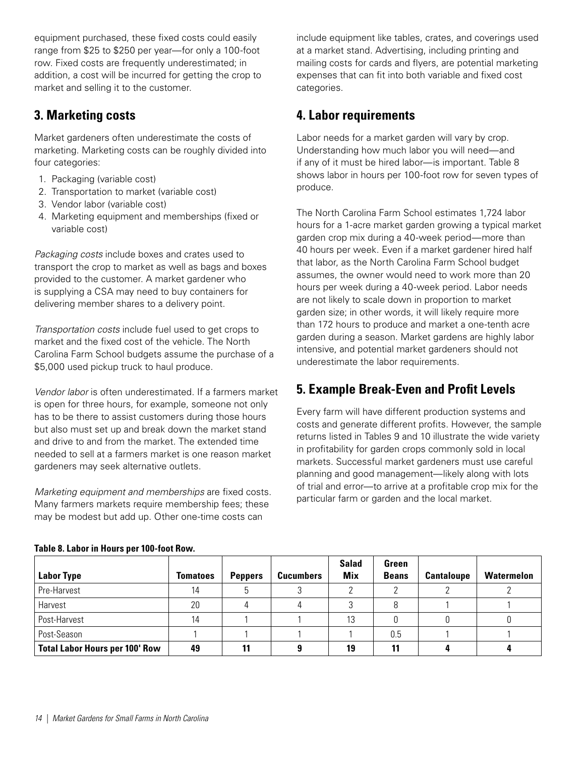equipment purchased, these fixed costs could easily range from $25 to $250 per year—for only a 100-foot row. Fixed costs are frequently underestimated; in addition, a cost will be incurred for getting the crop to market and selling it to the customer.

## 3. Marketing costs

Market gardeners often underestimate the costs of marketing. Marketing costs can be roughly divided into four categories:

1. Packaging (variable cost)
2. Transportation to market (variable cost)
3. Vendor labor (variable cost)
4. Marketing equipment and memberships (fixed or variable cost)

*Packaging costs* include boxes and crates used to transport the crop to market as well as bags and boxes provided to the customer. A market gardener who is supplying a CSA may need to buy containers for delivering member shares to a delivery point.

*Transportation costs* include fuel used to get crops to market and the fixed cost of the vehicle. The North Carolina Farm School budgets assume the purchase of a $5,000 used pickup truck to haul produce.

*Vendor labor* is often underestimated. If a farmers market is open for three hours, for example, someone not only has to be there to assist customers during those hours but also must set up and break down the market stand and drive to and from the market. The extended time needed to sell at a farmers market is one reason market gardeners may seek alternative outlets.

*Marketing equipment and memberships* are fixed costs. Many farmers markets require membership fees; these may be modest but add up. Other one-time costs can include equipment like tables, crates, and coverings used at a market stand. Advertising, including printing and mailing costs for cards and flyers, are potential marketing expenses that can fit into both variable and fixed cost categories.

## 4. Labor requirements

Labor needs for a market garden will vary by crop. Understanding how much labor you will need—and if any of it must be hired labor—is important. Table 8 shows labor in hours per 100-foot row for seven types of produce.

The North Carolina Farm School estimates 1,724 labor hours for a 1-acre market garden growing a typical market garden crop mix during a 40-week period—more than 40 hours per week. Even if a market gardener hired half that labor, as the North Carolina Farm School budget assumes, the owner would need to work more than 20 hours per week during a 40-week period. Labor needs are not likely to scale down in proportion to market garden size; in other words, it will likely require more than 172 hours to produce and market a one-tenth acre garden during a season. Market gardens are highly labor intensive, and potential market gardeners should not underestimate the labor requirements.

## 5. Example Break-Even and Profit Levels

Every farm will have different production systems and costs and generate different profits. However, the sample returns listed in Tables 9 and 10 illustrate the wide variety in profitability for garden crops commonly sold in local markets. Successful market gardeners must use careful planning and good management—likely along with lots of trial and error—to arrive at a profitable crop mix for the particular farm or garden and the local market.

**Table 8. Labor in Hours per 100-foot Row.**

| Labor Type | Tomatoes | Peppers | Cucumbers | Salad Mix | Green Beans | Cantaloupe | Watermelon |
|---|---|---|---|---|---|---|---|
| Pre-Harvest | 14 | 5 | 3 | 2 | 2 | 2 | 2 |
| Harvest | 20 | 4 | 4 | 3 | 8 | 1 | 1 |
| Post-Harvest | 14 | 1 | 1 | 13 | 0 | 0 | 0 |
| Post-Season | 1 | 1 | 1 | 1 | 0.5 | 1 | 1 |
| **Total Labor Hours per 100' Row** | **49** | **11** | **9** | **19** | **11** | **4** | **4** |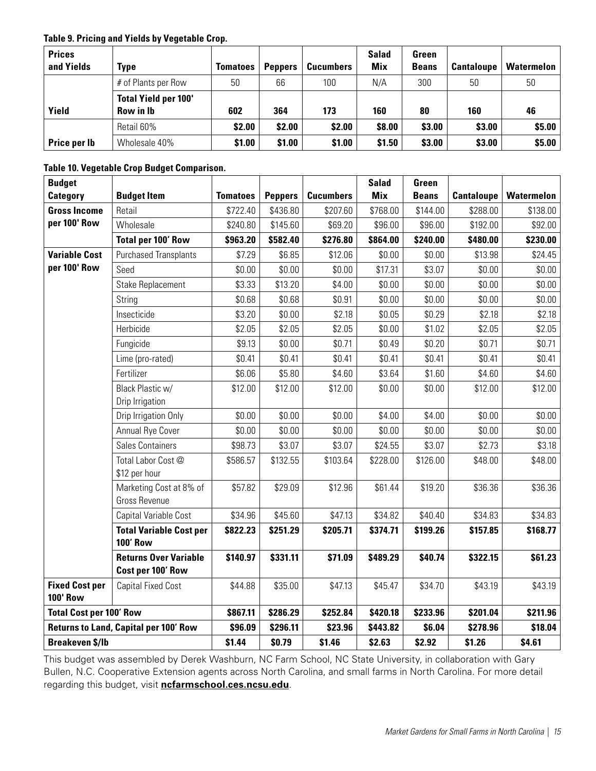**Table 9. Pricing and Yields by Vegetable Crop.**

| Prices and Yields | Type | Tomatoes | Peppers | Cucumbers | Salad Mix | Green Beans | Cantaloupe | Watermelon |
|---|---|---|---|---|---|---|---|---|
| | # of Plants per Row | 50 | 66 | 100 | N/A | 300 | 50 | 50 |
| Yield | **Total Yield per 100' Row in lb** | **602** | **364** | **173** | **160** | **80** | **160** | **46** |
| | Retail 60% | **$2.00** | **$2.00** | **$2.00** | **$8.00** | **$3.00** | **$3.00** | **$5.00** |
| Price per lb | Wholesale 40% | **$1.00** | **$1.00** | **$1.00** | **$1.50** | **$3.00** | **$3.00** | **$5.00** |

**Table 10. Vegetable Crop Budget Comparison.**

| Budget Category | Budget Item | Tomatoes | Peppers | Cucumbers | Salad Mix | Green Beans | Cantaloupe | Watermelon |
|---|---|---|---|---|---|---|---|---|
| **Gross Income per 100' Row** | Retail | $722.40 | $436.80 | $207.60 | $768.00 | $144.00 | $288.00 | $138.00 |
| | Wholesale | $240.80 | $145.60 | $69.20 | $96.00 | $96.00 | $192.00 | $92.00 |
| | **Total per 100' Row** | **$963.20** | **$582.40** | **$276.80** | **$864.00** | **$240.00** | **$480.00** | **$230.00** |
| **Variable Cost per 100' Row** | Purchased Transplants | $7.29 | $6.85 | $12.06 | $0.00 | $0.00 | $13.98 | $24.45 |
| | Seed | $0.00 | $0.00 | $0.00 | $17.31 | $3.07 | $0.00 | $0.00 |
| | Stake Replacement | $3.33 | $13.20 | $4.00 | $0.00 | $0.00 | $0.00 | $0.00 |
| | String | $0.68 | $0.68 | $0.91 | $0.00 | $0.00 | $0.00 | $0.00 |
| | Insecticide | $3.20 | $0.00 | $2.18 | $0.05 | $0.29 | $2.18 | $2.18 |
| | Herbicide | $2.05 | $2.05 | $2.05 | $0.00 | $1.02 | $2.05 | $2.05 |
| | Fungicide | $9.13 | $0.00 | $0.71 | $0.49 | $0.20 | $0.71 | $0.71 |
| | Lime (pro-rated) | $0.41 | $0.41 | $0.41 | $0.41 | $0.41 | $0.41 | $0.41 |
| | Fertilizer | $6.06 | $5.80 | $4.60 | $3.64 | $1.60 | $4.60 | $4.60 |
| | Black Plastic w/ Drip Irrigation | $12.00 | $12.00 | $12.00 | $0.00 | $0.00 | $12.00 | $12.00 |
| | Drip Irrigation Only | $0.00 | $0.00 | $0.00 | $4.00 | $4.00 | $0.00 | $0.00 |
| | Annual Rye Cover | $0.00 | $0.00 | $0.00 | $0.00 | $0.00 | $0.00 | $0.00 |
| | Sales Containers | $98.73 | $3.07 | $3.07 | $24.55 | $3.07 | $2.73 | $3.18 |
| | Total Labor Cost @ $12 per hour | $586.57 | $132.55 | $103.64 | $228.00 | $126.00 | $48.00 | $48.00 |
| | Marketing Cost at 8% of Gross Revenue | $57.82 | $29.09 | $12.96 | $61.44 | $19.20 | $36.36 | $36.36 |
| | Capital Variable Cost | $34.96 | $45.60 | $47.13 | $34.82 | $40.40 | $34.83 | $34.83 |
| | **Total Variable Cost per 100' Row** | **$822.23** | **$251.29** | **$205.71** | **$374.71** | **$199.26** | **$157.85** | **$168.77** |
| | **Returns Over Variable Cost per 100' Row** | **$140.97** | **$331.11** | **$71.09** | **$489.29** | **$40.74** | **$322.15** | **$61.23** |
| **Fixed Cost per 100' Row** | Capital Fixed Cost | $44.88 | $35.00 | $47.13 | $45.47 | $34.70 | $43.19 | $43.19 |
| **Total Cost per 100' Row** | | **$867.11** | **$286.29** | **$252.84** | **$420.18** | **$233.96** | **$201.04** | **$211.96** |
| **Returns to Land, Capital per 100' Row** | | **$96.09** | **$296.11** | **$23.96** | **$443.82** | **$6.04** | **$278.96** | **$18.04** |
| **Breakeven $/lb** | | **$1.44** | **$0.79** | **$1.46** | **$2.63** | **$2.92** | **$1.26** | **$4.61** |

This budget was assembled by Derek Washburn, NC Farm School, NC State University, in collaboration with Gary Bullen, N.C. Cooperative Extension agents across North Carolina, and small farms in North Carolina. For more detail regarding this budget, visit **ncfarmschool.ces.ncsu.edu**.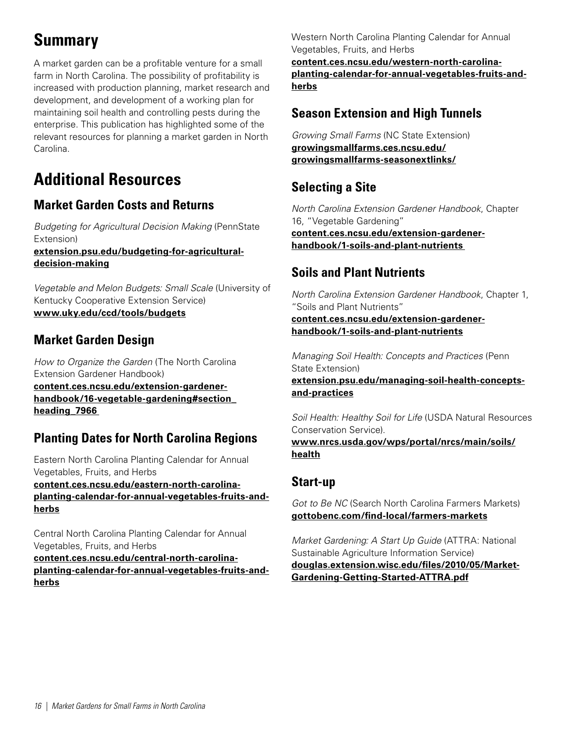## Summary

A market garden can be a profitable venture for a small farm in North Carolina. The possibility of profitability is increased with production planning, market research and development, and development of a working plan for maintaining soil health and controlling pests during the enterprise. This publication has highlighted some of the relevant resources for planning a market garden in North Carolina.

## Additional Resources

### Market Garden Costs and Returns

*Budgeting for Agricultural Decision Making* (PennState Extension)
**extension.psu.edu/budgeting-for-agricultural-decision-making**

*Vegetable and Melon Budgets: Small Scale* (University of Kentucky Cooperative Extension Service)
**www.uky.edu/ccd/tools/budgets**

### Market Garden Design

*How to Organize the Garden* (The North Carolina Extension Gardener Handbook)
**content.ces.ncsu.edu/extension-gardener-handbook/16-vegetable-gardening#section_heading_7966**

### Planting Dates for North Carolina Regions

Eastern North Carolina Planting Calendar for Annual Vegetables, Fruits, and Herbs
**content.ces.ncsu.edu/eastern-north-carolina-planting-calendar-for-annual-vegetables-fruits-and-herbs**

Central North Carolina Planting Calendar for Annual Vegetables, Fruits, and Herbs
**content.ces.ncsu.edu/central-north-carolina-planting-calendar-for-annual-vegetables-fruits-and-herbs**

Western North Carolina Planting Calendar for Annual Vegetables, Fruits, and Herbs
**content.ces.ncsu.edu/western-north-carolina-planting-calendar-for-annual-vegetables-fruits-and-herbs**

### Season Extension and High Tunnels

*Growing Small Farms* (NC State Extension)
**growingsmallfarms.ces.ncsu.edu/growingsmallfarms-seasonextlinks/**

### Selecting a Site

*North Carolina Extension Gardener Handbook*, Chapter 16, "Vegetable Gardening"
**content.ces.ncsu.edu/extension-gardener-handbook/1-soils-and-plant-nutrients**

### Soils and Plant Nutrients

*North Carolina Extension Gardener Handbook*, Chapter 1, "Soils and Plant Nutrients"
**content.ces.ncsu.edu/extension-gardener-handbook/1-soils-and-plant-nutrients**

*Managing Soil Health: Concepts and Practices* (Penn State Extension)
**extension.psu.edu/managing-soil-health-concepts-and-practices**

*Soil Health: Healthy Soil for Life* (USDA Natural Resources Conservation Service).
**www.nrcs.usda.gov/wps/portal/nrcs/main/soils/health**

### Start-up

*Got to Be NC* (Search North Carolina Farmers Markets)
**gottobenc.com/find-local/farmers-markets**

*Market Gardening: A Start Up Guide* (ATTRA: National Sustainable Agriculture Information Service)
**douglas.extension.wisc.edu/files/2010/05/Market-Gardening-Getting-Started-ATTRA.pdf**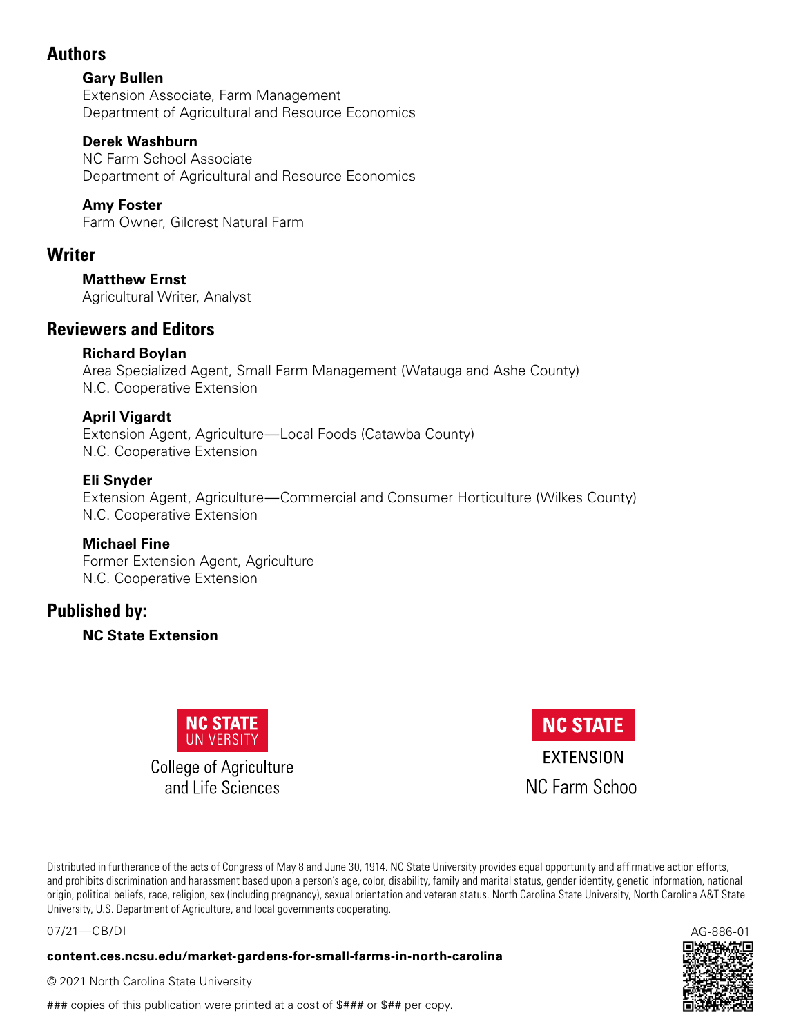## Authors

**Gary Bullen**
Extension Associate, Farm Management
Department of Agricultural and Resource Economics

**Derek Washburn**
NC Farm School Associate
Department of Agricultural and Resource Economics

**Amy Foster**
Farm Owner, Gilcrest Natural Farm

## Writer

**Matthew Ernst**
Agricultural Writer, Analyst

## Reviewers and Editors

**Richard Boylan**
Area Specialized Agent, Small Farm Management (Watauga and Ashe County)
N.C. Cooperative Extension

**April Vigardt**
Extension Agent, Agriculture—Local Foods (Catawba County)
N.C. Cooperative Extension

**Eli Snyder**
Extension Agent, Agriculture—Commercial and Consumer Horticulture (Wilkes County)
N.C. Cooperative Extension

**Michael Fine**
Former Extension Agent, Agriculture
N.C. Cooperative Extension

## Published by:

**NC State Extension**

NC STATE UNIVERSITY
College of Agriculture and Life Sciences

NC STATE EXTENSION
NC Farm School

Distributed in furtherance of the acts of Congress of May 8 and June 30, 1914. NC State University provides equal opportunity and affirmative action efforts, and prohibits discrimination and harassment based upon a person's age, color, disability, family and marital status, gender identity, genetic information, national origin, political beliefs, race, religion, sex (including pregnancy), sexual orientation and veteran status. North Carolina State University, North Carolina A&T State University, U.S. Department of Agriculture, and local governments cooperating.

07/21—CB/DI

AG-886-01

**content.ces.ncsu.edu/market-gardens-for-small-farms-in-north-carolina**

© 2021 North Carolina State University

### copies of this publication were printed at a cost of $### or $## per copy.